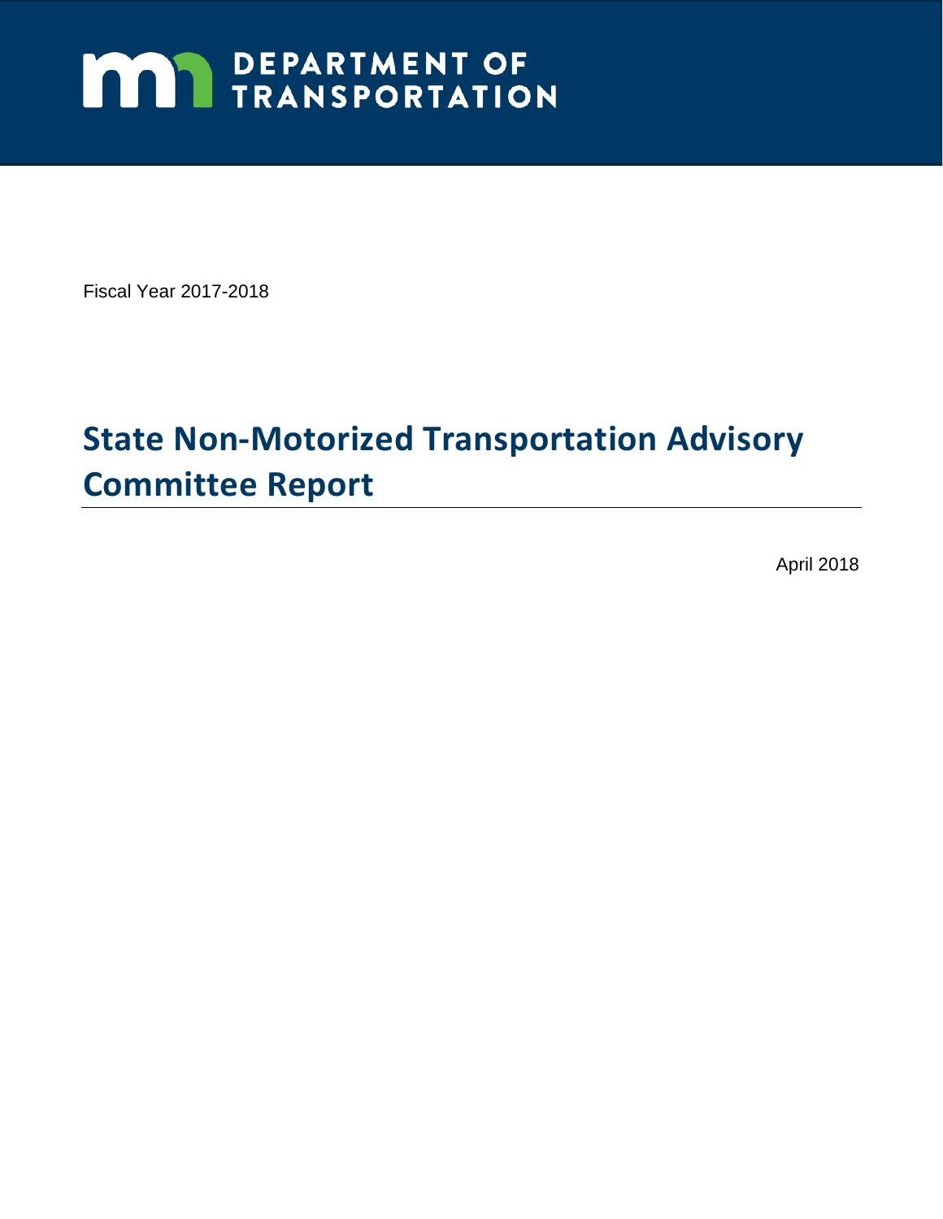# DEPARTMENT OF TRANSPORTATION

Fiscal Year 2017-2018

# State Non-Motorized Transportation Advisory Committee Report

April 2018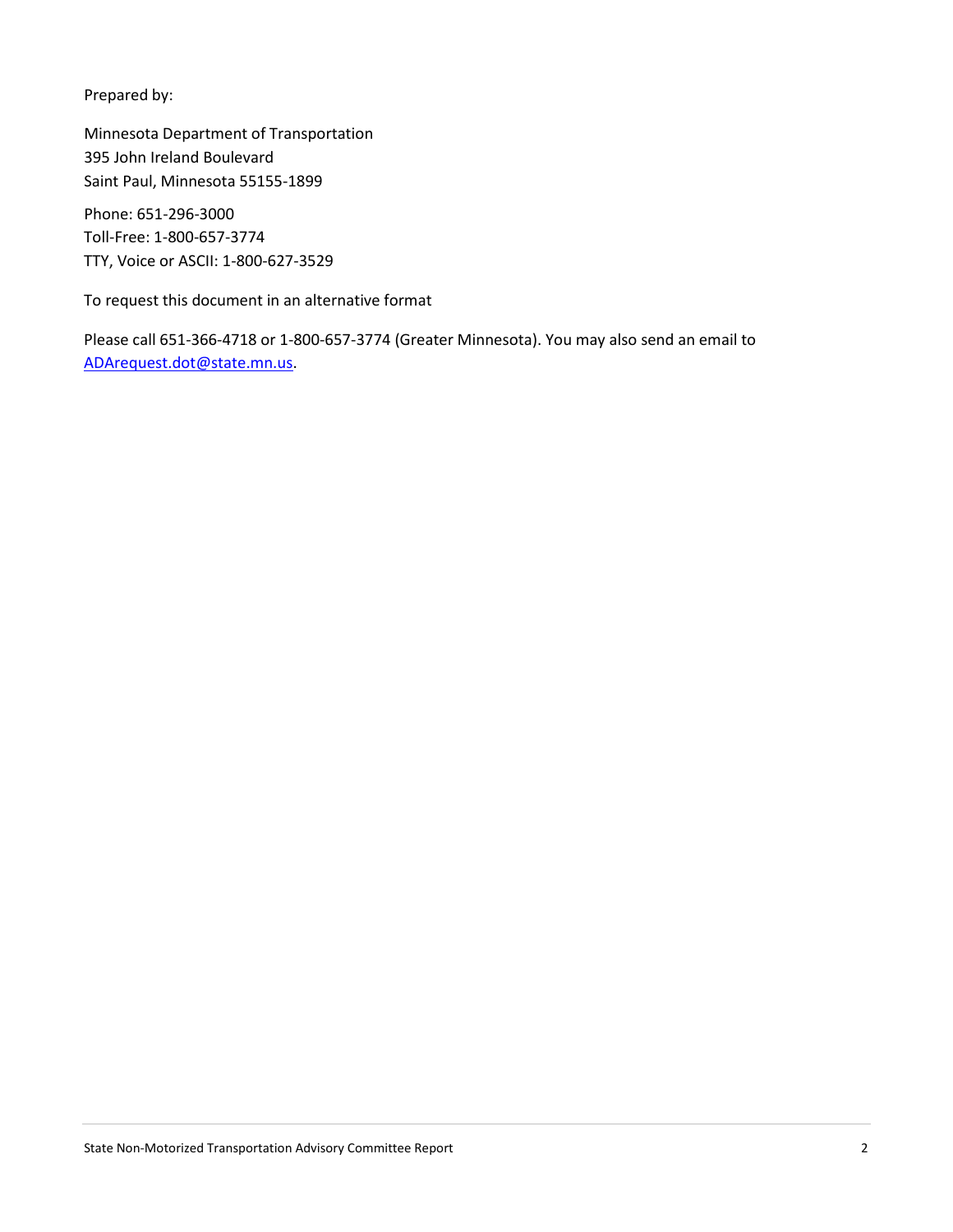Prepared by:

Minnesota Department of Transportation
395 John Ireland Boulevard
Saint Paul, Minnesota 55155-1899

Phone: 651-296-3000
Toll-Free: 1-800-657-3774
TTY, Voice or ASCII: 1-800-627-3529

To request this document in an alternative format

Please call 651-366-4718 or 1-800-657-3774 (Greater Minnesota). You may also send an email to [ADArequest.dot@state.mn.us](mailto:ADArequest.dot@state.mn.us).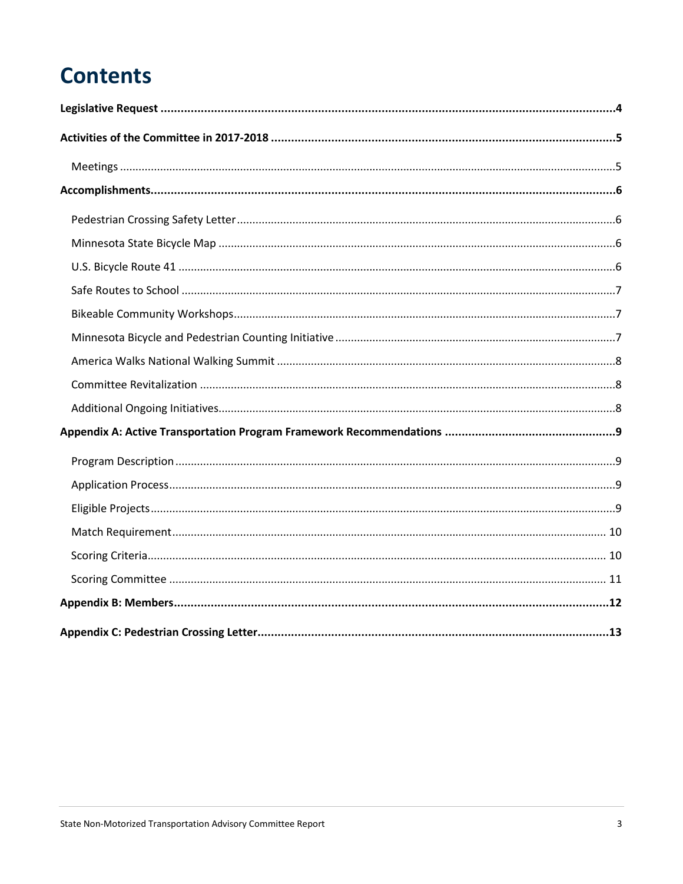# Contents

**Legislative Request** ....................................................................................................................................**4**

**Activities of the Committee in 2017-2018** ......................................................................................................**5**

- Meetings ............................................................................................................................................5

**Accomplishments** ...........................................................................................................................................**6**

- Pedestrian Crossing Safety Letter .........................................................................................................6
- Minnesota State Bicycle Map ...............................................................................................................6
- U.S. Bicycle Route 41 ...........................................................................................................................6
- Safe Routes to School ..........................................................................................................................7
- Bikeable Community Workshops ..........................................................................................................7
- Minnesota Bicycle and Pedestrian Counting Initiative ..........................................................................7
- America Walks National Walking Summit .............................................................................................8
- Committee Revitalization .....................................................................................................................8
- Additional Ongoing Initiatives ..............................................................................................................8

**Appendix A: Active Transportation Program Framework Recommendations** ..................................................**9**

- Program Description ............................................................................................................................9
- Application Process ..............................................................................................................................9
- Eligible Projects ....................................................................................................................................9
- Match Requirement ............................................................................................................................ 10
- Scoring Criteria ................................................................................................................................... 10
- Scoring Committee ............................................................................................................................. 11

**Appendix B: Members** ...................................................................................................................................**12**

**Appendix C: Pedestrian Crossing Letter** .........................................................................................................**13**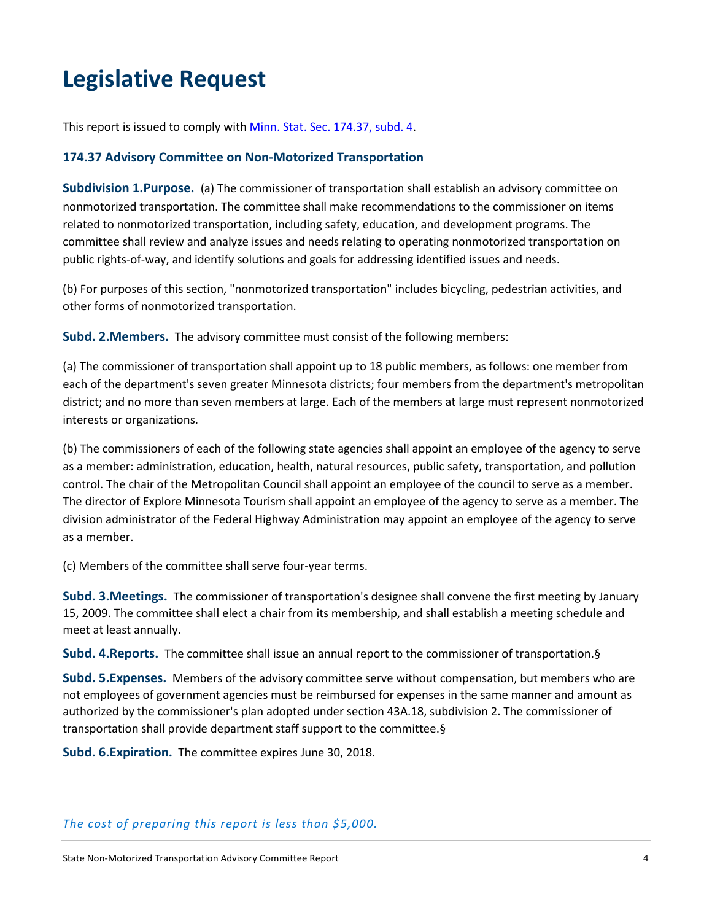# Legislative Request

This report is issued to comply with [Minn. Stat. Sec. 174.37, subd. 4](#).

### 174.37 Advisory Committee on Non-Motorized Transportation

**Subdivision 1.Purpose.** (a) The commissioner of transportation shall establish an advisory committee on nonmotorized transportation. The committee shall make recommendations to the commissioner on items related to nonmotorized transportation, including safety, education, and development programs. The committee shall review and analyze issues and needs relating to operating nonmotorized transportation on public rights-of-way, and identify solutions and goals for addressing identified issues and needs.

(b) For purposes of this section, "nonmotorized transportation" includes bicycling, pedestrian activities, and other forms of nonmotorized transportation.

**Subd. 2.Members.** The advisory committee must consist of the following members:

(a) The commissioner of transportation shall appoint up to 18 public members, as follows: one member from each of the department's seven greater Minnesota districts; four members from the department's metropolitan district; and no more than seven members at large. Each of the members at large must represent nonmotorized interests or organizations.

(b) The commissioners of each of the following state agencies shall appoint an employee of the agency to serve as a member: administration, education, health, natural resources, public safety, transportation, and pollution control. The chair of the Metropolitan Council shall appoint an employee of the council to serve as a member. The director of Explore Minnesota Tourism shall appoint an employee of the agency to serve as a member. The division administrator of the Federal Highway Administration may appoint an employee of the agency to serve as a member.

(c) Members of the committee shall serve four-year terms.

**Subd. 3.Meetings.** The commissioner of transportation's designee shall convene the first meeting by January 15, 2009. The committee shall elect a chair from its membership, and shall establish a meeting schedule and meet at least annually.

**Subd. 4.Reports.** The committee shall issue an annual report to the commissioner of transportation.§

**Subd. 5.Expenses.** Members of the advisory committee serve without compensation, but members who are not employees of government agencies must be reimbursed for expenses in the same manner and amount as authorized by the commissioner's plan adopted under section 43A.18, subdivision 2. The commissioner of transportation shall provide department staff support to the committee.§

**Subd. 6.Expiration.** The committee expires June 30, 2018.

*The cost of preparing this report is less than $5,000.*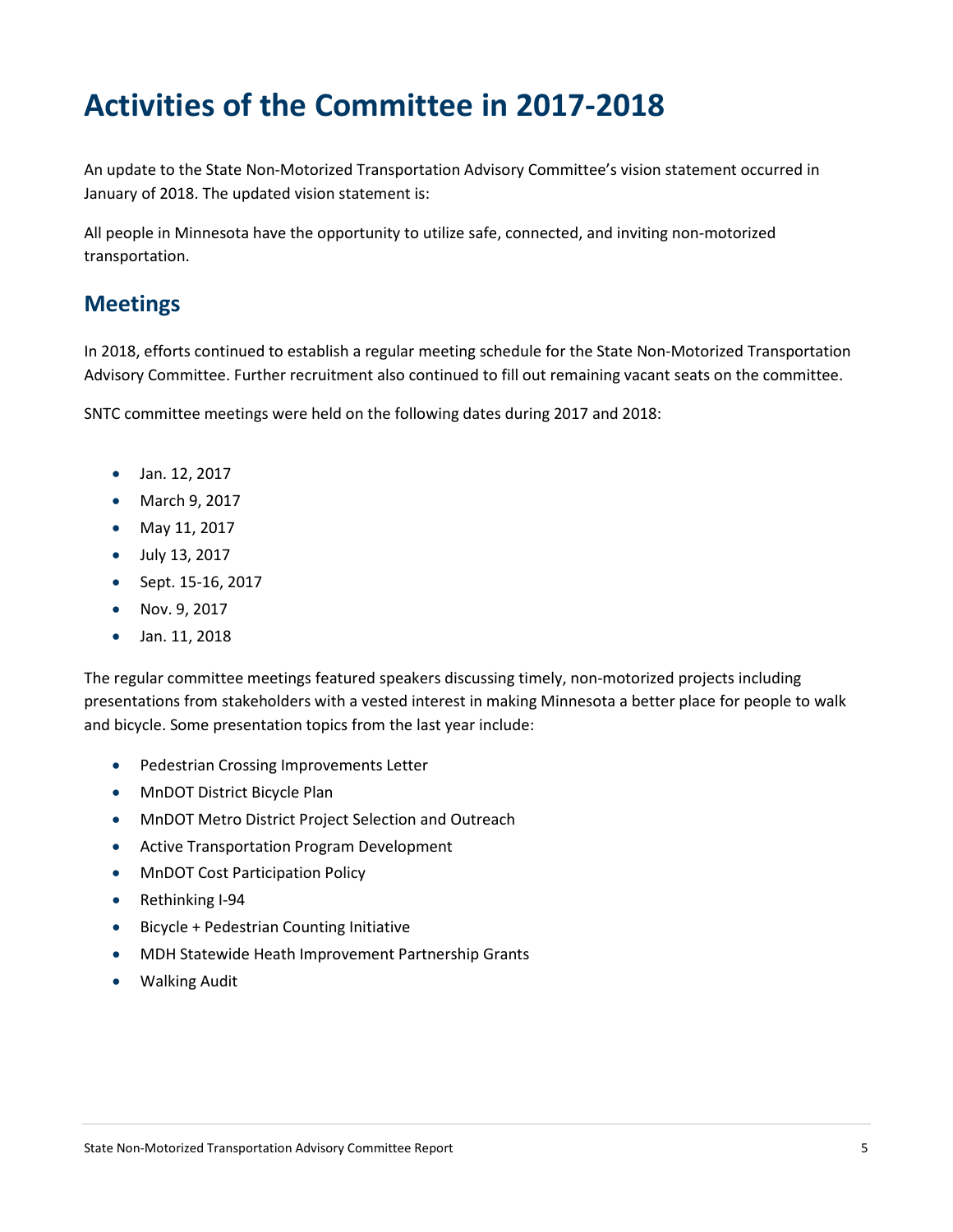# Activities of the Committee in 2017-2018

An update to the State Non-Motorized Transportation Advisory Committee's vision statement occurred in January of 2018. The updated vision statement is:

All people in Minnesota have the opportunity to utilize safe, connected, and inviting non-motorized transportation.

## Meetings

In 2018, efforts continued to establish a regular meeting schedule for the State Non-Motorized Transportation Advisory Committee. Further recruitment also continued to fill out remaining vacant seats on the committee.

SNTC committee meetings were held on the following dates during 2017 and 2018:

- Jan. 12, 2017
- March 9, 2017
- May 11, 2017
- July 13, 2017
- Sept. 15-16, 2017
- Nov. 9, 2017
- Jan. 11, 2018

The regular committee meetings featured speakers discussing timely, non-motorized projects including presentations from stakeholders with a vested interest in making Minnesota a better place for people to walk and bicycle. Some presentation topics from the last year include:

- Pedestrian Crossing Improvements Letter
- MnDOT District Bicycle Plan
- MnDOT Metro District Project Selection and Outreach
- Active Transportation Program Development
- MnDOT Cost Participation Policy
- Rethinking I-94
- Bicycle + Pedestrian Counting Initiative
- MDH Statewide Heath Improvement Partnership Grants
- Walking Audit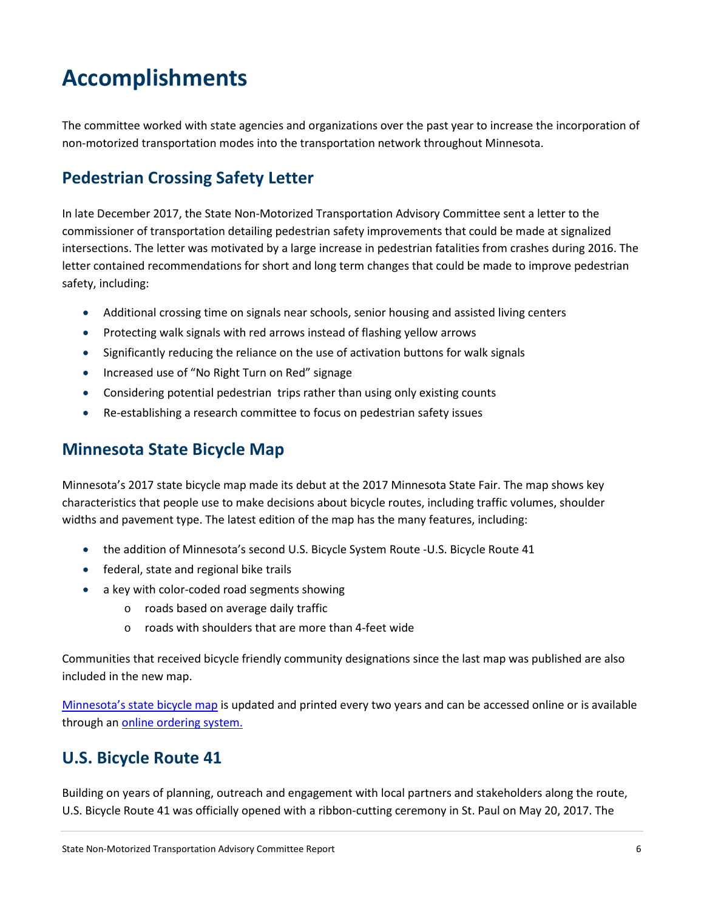# Accomplishments

The committee worked with state agencies and organizations over the past year to increase the incorporation of non-motorized transportation modes into the transportation network throughout Minnesota.

## Pedestrian Crossing Safety Letter

In late December 2017, the State Non-Motorized Transportation Advisory Committee sent a letter to the commissioner of transportation detailing pedestrian safety improvements that could be made at signalized intersections. The letter was motivated by a large increase in pedestrian fatalities from crashes during 2016. The letter contained recommendations for short and long term changes that could be made to improve pedestrian safety, including:

- Additional crossing time on signals near schools, senior housing and assisted living centers
- Protecting walk signals with red arrows instead of flashing yellow arrows
- Significantly reducing the reliance on the use of activation buttons for walk signals
- Increased use of "No Right Turn on Red" signage
- Considering potential pedestrian trips rather than using only existing counts
- Re-establishing a research committee to focus on pedestrian safety issues

## Minnesota State Bicycle Map

Minnesota's 2017 state bicycle map made its debut at the 2017 Minnesota State Fair. The map shows key characteristics that people use to make decisions about bicycle routes, including traffic volumes, shoulder widths and pavement type. The latest edition of the map has the many features, including:

- the addition of Minnesota's second U.S. Bicycle System Route -U.S. Bicycle Route 41
- federal, state and regional bike trails
- a key with color-coded road segments showing
  - roads based on average daily traffic
  - roads with shoulders that are more than 4-feet wide

Communities that received bicycle friendly community designations since the last map was published are also included in the new map.

Minnesota's state bicycle map is updated and printed every two years and can be accessed online or is available through an online ordering system.

## U.S. Bicycle Route 41

Building on years of planning, outreach and engagement with local partners and stakeholders along the route, U.S. Bicycle Route 41 was officially opened with a ribbon-cutting ceremony in St. Paul on May 20, 2017. The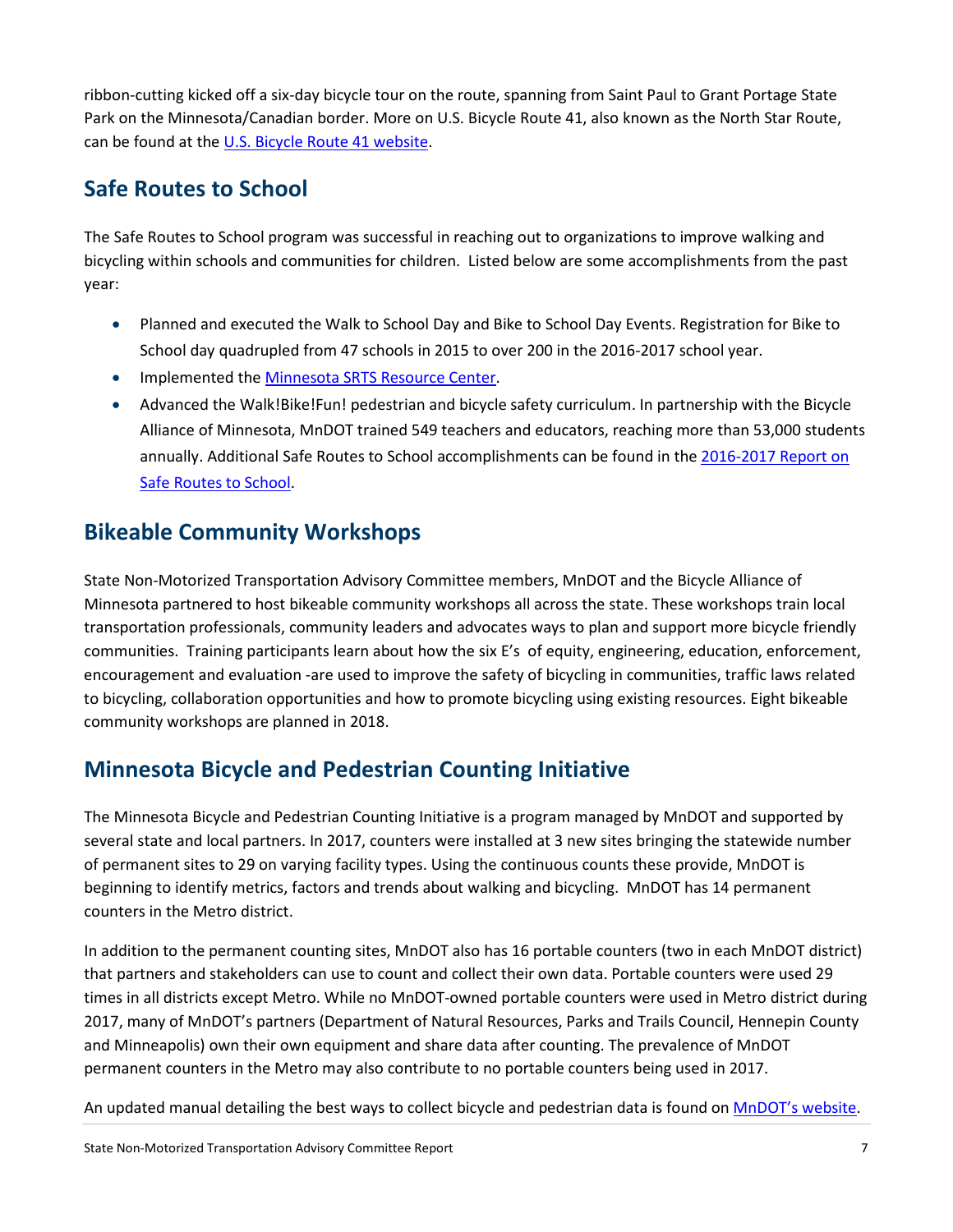ribbon-cutting kicked off a six-day bicycle tour on the route, spanning from Saint Paul to Grant Portage State Park on the Minnesota/Canadian border. More on U.S. Bicycle Route 41, also known as the North Star Route, can be found at the [U.S. Bicycle Route 41 website](#).

## Safe Routes to School

The Safe Routes to School program was successful in reaching out to organizations to improve walking and bicycling within schools and communities for children. Listed below are some accomplishments from the past year:

- Planned and executed the Walk to School Day and Bike to School Day Events. Registration for Bike to School day quadrupled from 47 schools in 2015 to over 200 in the 2016-2017 school year.
- Implemented the [Minnesota SRTS Resource Center](#).
- Advanced the Walk!Bike!Fun! pedestrian and bicycle safety curriculum. In partnership with the Bicycle Alliance of Minnesota, MnDOT trained 549 teachers and educators, reaching more than 53,000 students annually. Additional Safe Routes to School accomplishments can be found in the [2016-2017 Report on Safe Routes to School](#).

## Bikeable Community Workshops

State Non-Motorized Transportation Advisory Committee members, MnDOT and the Bicycle Alliance of Minnesota partnered to host bikeable community workshops all across the state. These workshops train local transportation professionals, community leaders and advocates ways to plan and support more bicycle friendly communities. Training participants learn about how the six E's of equity, engineering, education, enforcement, encouragement and evaluation -are used to improve the safety of bicycling in communities, traffic laws related to bicycling, collaboration opportunities and how to promote bicycling using existing resources. Eight bikeable community workshops are planned in 2018.

## Minnesota Bicycle and Pedestrian Counting Initiative

The Minnesota Bicycle and Pedestrian Counting Initiative is a program managed by MnDOT and supported by several state and local partners. In 2017, counters were installed at 3 new sites bringing the statewide number of permanent sites to 29 on varying facility types. Using the continuous counts these provide, MnDOT is beginning to identify metrics, factors and trends about walking and bicycling. MnDOT has 14 permanent counters in the Metro district.

In addition to the permanent counting sites, MnDOT also has 16 portable counters (two in each MnDOT district) that partners and stakeholders can use to count and collect their own data. Portable counters were used 29 times in all districts except Metro. While no MnDOT-owned portable counters were used in Metro district during 2017, many of MnDOT's partners (Department of Natural Resources, Parks and Trails Council, Hennepin County and Minneapolis) own their own equipment and share data after counting. The prevalence of MnDOT permanent counters in the Metro may also contribute to no portable counters being used in 2017.

An updated manual detailing the best ways to collect bicycle and pedestrian data is found on [MnDOT's website](#).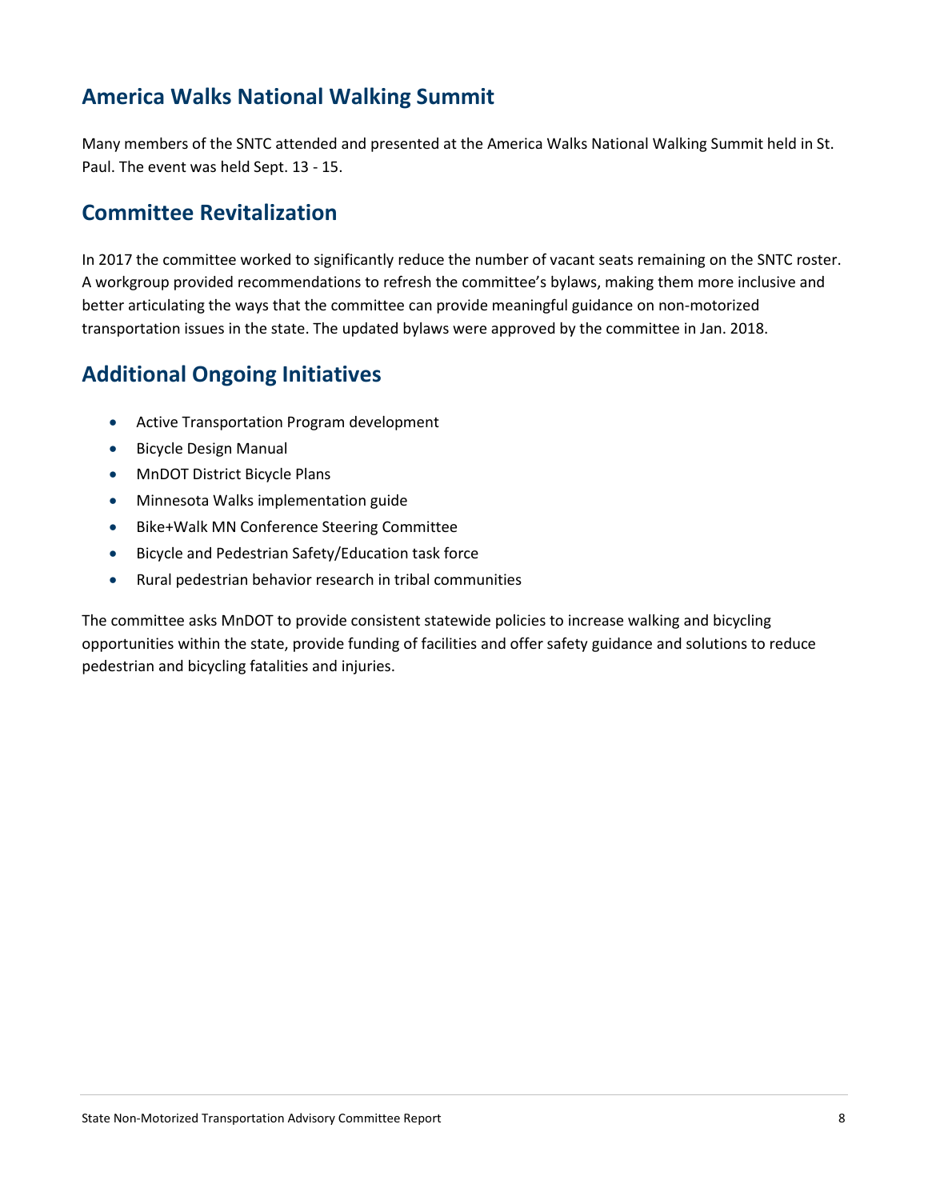## America Walks National Walking Summit

Many members of the SNTC attended and presented at the America Walks National Walking Summit held in St. Paul. The event was held Sept. 13 - 15.

## Committee Revitalization

In 2017 the committee worked to significantly reduce the number of vacant seats remaining on the SNTC roster. A workgroup provided recommendations to refresh the committee's bylaws, making them more inclusive and better articulating the ways that the committee can provide meaningful guidance on non-motorized transportation issues in the state. The updated bylaws were approved by the committee in Jan. 2018.

## Additional Ongoing Initiatives

- Active Transportation Program development
- Bicycle Design Manual
- MnDOT District Bicycle Plans
- Minnesota Walks implementation guide
- Bike+Walk MN Conference Steering Committee
- Bicycle and Pedestrian Safety/Education task force
- Rural pedestrian behavior research in tribal communities

The committee asks MnDOT to provide consistent statewide policies to increase walking and bicycling opportunities within the state, provide funding of facilities and offer safety guidance and solutions to reduce pedestrian and bicycling fatalities and injuries.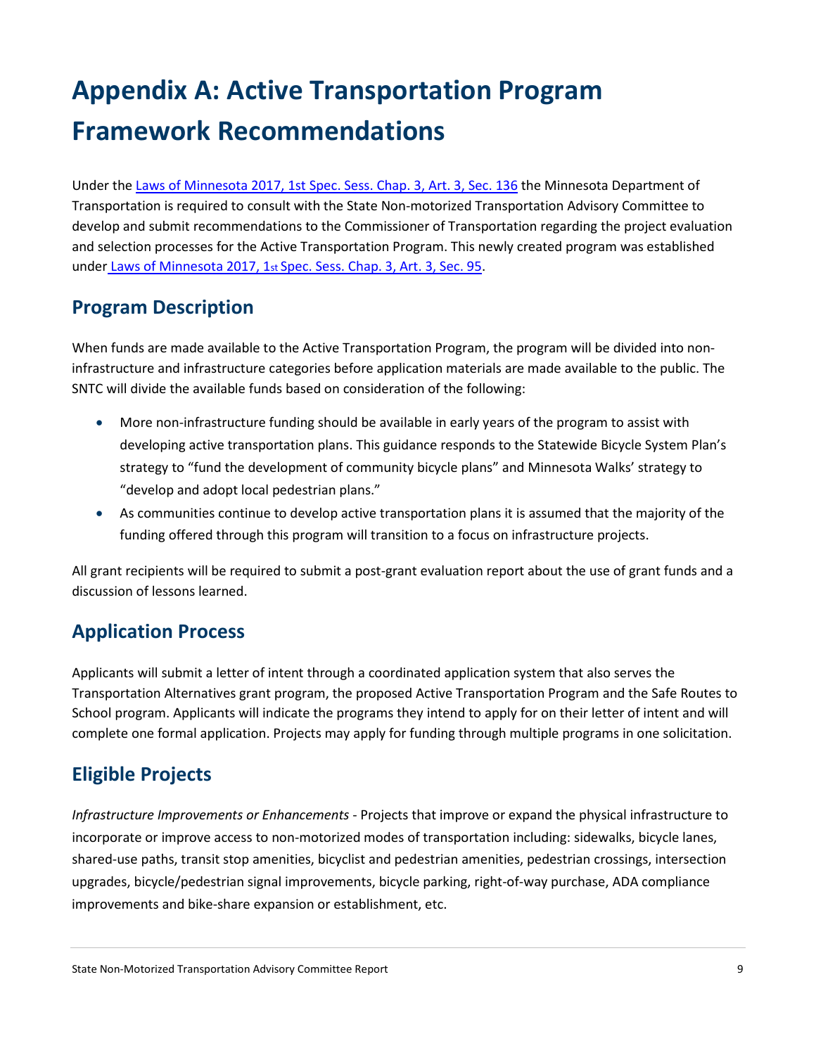# Appendix A: Active Transportation Program Framework Recommendations

Under the [Laws of Minnesota 2017, 1st Spec. Sess. Chap. 3, Art. 3, Sec. 136] the Minnesota Department of Transportation is required to consult with the State Non-motorized Transportation Advisory Committee to develop and submit recommendations to the Commissioner of Transportation regarding the project evaluation and selection processes for the Active Transportation Program. This newly created program was established under [Laws of Minnesota 2017, 1st Spec. Sess. Chap. 3, Art. 3, Sec. 95].

## Program Description

When funds are made available to the Active Transportation Program, the program will be divided into non-infrastructure and infrastructure categories before application materials are made available to the public. The SNTC will divide the available funds based on consideration of the following:

- More non-infrastructure funding should be available in early years of the program to assist with developing active transportation plans. This guidance responds to the Statewide Bicycle System Plan's strategy to "fund the development of community bicycle plans" and Minnesota Walks' strategy to "develop and adopt local pedestrian plans."
- As communities continue to develop active transportation plans it is assumed that the majority of the funding offered through this program will transition to a focus on infrastructure projects.

All grant recipients will be required to submit a post-grant evaluation report about the use of grant funds and a discussion of lessons learned.

## Application Process

Applicants will submit a letter of intent through a coordinated application system that also serves the Transportation Alternatives grant program, the proposed Active Transportation Program and the Safe Routes to School program. Applicants will indicate the programs they intend to apply for on their letter of intent and will complete one formal application. Projects may apply for funding through multiple programs in one solicitation.

## Eligible Projects

*Infrastructure Improvements or Enhancements* - Projects that improve or expand the physical infrastructure to incorporate or improve access to non-motorized modes of transportation including: sidewalks, bicycle lanes, shared-use paths, transit stop amenities, bicyclist and pedestrian amenities, pedestrian crossings, intersection upgrades, bicycle/pedestrian signal improvements, bicycle parking, right-of-way purchase, ADA compliance improvements and bike-share expansion or establishment, etc.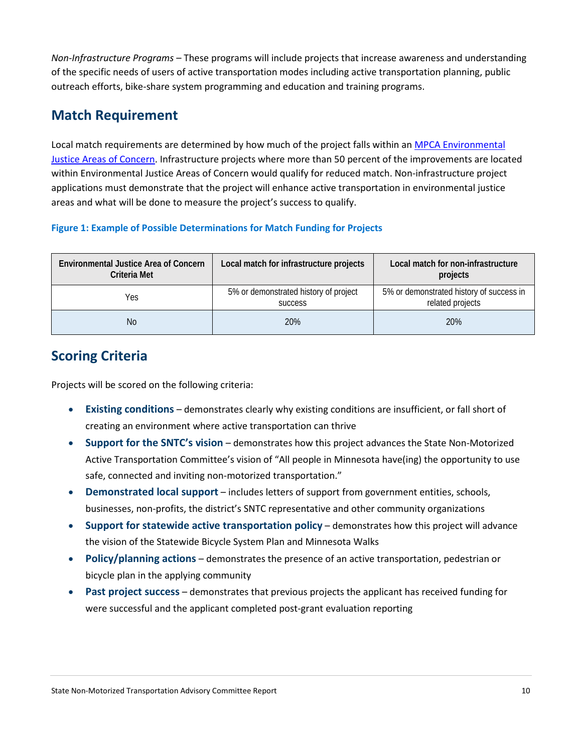*Non-Infrastructure Programs* – These programs will include projects that increase awareness and understanding of the specific needs of users of active transportation modes including active transportation planning, public outreach efforts, bike-share system programming and education and training programs.

## Match Requirement

Local match requirements are determined by how much of the project falls within an [MPCA Environmental Justice Areas of Concern](). Infrastructure projects where more than 50 percent of the improvements are located within Environmental Justice Areas of Concern would qualify for reduced match. Non-infrastructure project applications must demonstrate that the project will enhance active transportation in environmental justice areas and what will be done to measure the project's success to qualify.

**Figure 1: Example of Possible Determinations for Match Funding for Projects**

| Environmental Justice Area of Concern Criteria Met | Local match for infrastructure projects | Local match for non-infrastructure projects |
|---|---|---|
| Yes | 5% or demonstrated history of project success | 5% or demonstrated history of success in related projects |
| No | 20% | 20% |

## Scoring Criteria

Projects will be scored on the following criteria:

- **Existing conditions** – demonstrates clearly why existing conditions are insufficient, or fall short of creating an environment where active transportation can thrive
- **Support for the SNTC's vision** – demonstrates how this project advances the State Non-Motorized Active Transportation Committee's vision of "All people in Minnesota have(ing) the opportunity to use safe, connected and inviting non-motorized transportation."
- **Demonstrated local support** – includes letters of support from government entities, schools, businesses, non-profits, the district's SNTC representative and other community organizations
- **Support for statewide active transportation policy** – demonstrates how this project will advance the vision of the Statewide Bicycle System Plan and Minnesota Walks
- **Policy/planning actions** – demonstrates the presence of an active transportation, pedestrian or bicycle plan in the applying community
- **Past project success** – demonstrates that previous projects the applicant has received funding for were successful and the applicant completed post-grant evaluation reporting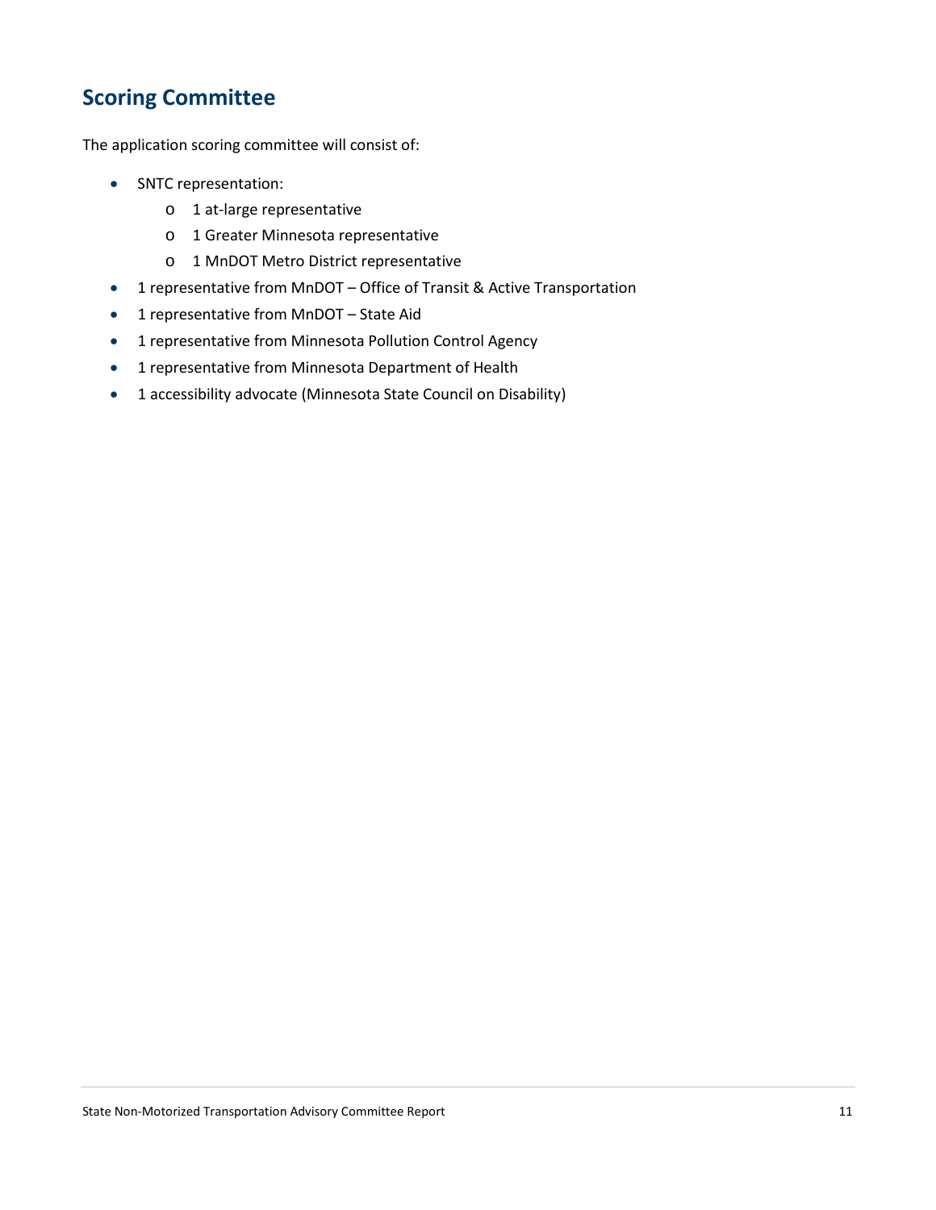## Scoring Committee

The application scoring committee will consist of:

- SNTC representation:
  - 1 at-large representative
  - 1 Greater Minnesota representative
  - 1 MnDOT Metro District representative
- 1 representative from MnDOT – Office of Transit & Active Transportation
- 1 representative from MnDOT – State Aid
- 1 representative from Minnesota Pollution Control Agency
- 1 representative from Minnesota Department of Health
- 1 accessibility advocate (Minnesota State Council on Disability)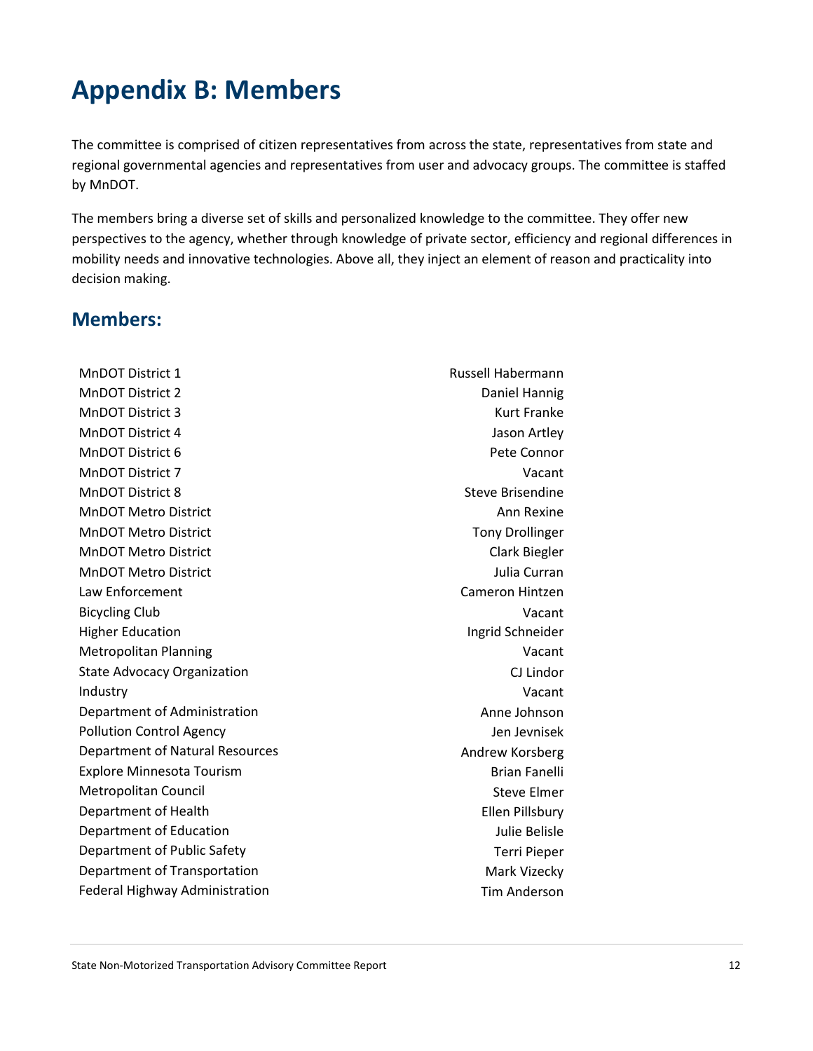# Appendix B: Members

The committee is comprised of citizen representatives from across the state, representatives from state and regional governmental agencies and representatives from user and advocacy groups. The committee is staffed by MnDOT.

The members bring a diverse set of skills and personalized knowledge to the committee. They offer new perspectives to the agency, whether through knowledge of private sector, efficiency and regional differences in mobility needs and innovative technologies. Above all, they inject an element of reason and practicality into decision making.

## Members:

| | |
|---|---|
| MnDOT District 1 | Russell Habermann |
| MnDOT District 2 | Daniel Hannig |
| MnDOT District 3 | Kurt Franke |
| MnDOT District 4 | Jason Artley |
| MnDOT District 6 | Pete Connor |
| MnDOT District 7 | Vacant |
| MnDOT District 8 | Steve Brisendine |
| MnDOT Metro District | Ann Rexine |
| MnDOT Metro District | Tony Drollinger |
| MnDOT Metro District | Clark Biegler |
| MnDOT Metro District | Julia Curran |
| Law Enforcement | Cameron Hintzen |
| Bicycling Club | Vacant |
| Higher Education | Ingrid Schneider |
| Metropolitan Planning | Vacant |
| State Advocacy Organization | CJ Lindor |
| Industry | Vacant |
| Department of Administration | Anne Johnson |
| Pollution Control Agency | Jen Jevnisek |
| Department of Natural Resources | Andrew Korsberg |
| Explore Minnesota Tourism | Brian Fanelli |
| Metropolitan Council | Steve Elmer |
| Department of Health | Ellen Pillsbury |
| Department of Education | Julie Belisle |
| Department of Public Safety | Terri Pieper |
| Department of Transportation | Mark Vizecky |
| Federal Highway Administration | Tim Anderson |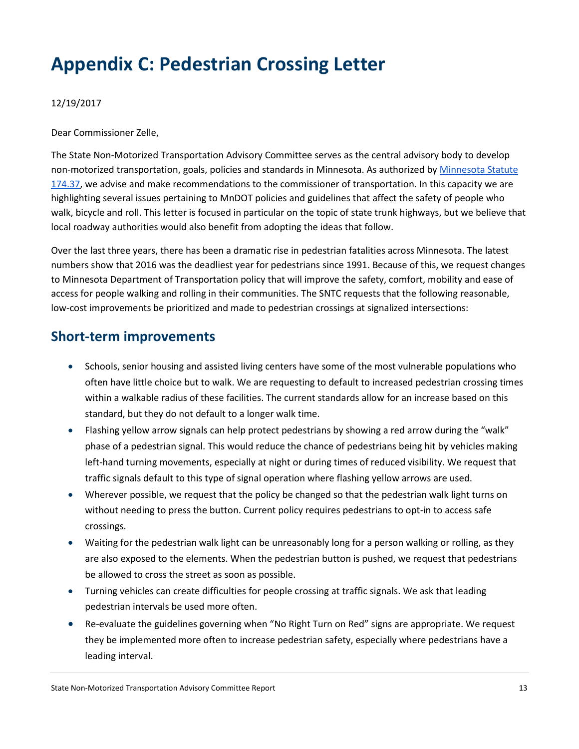# Appendix C: Pedestrian Crossing Letter

12/19/2017

Dear Commissioner Zelle,

The State Non-Motorized Transportation Advisory Committee serves as the central advisory body to develop non-motorized transportation, goals, policies and standards in Minnesota. As authorized by [Minnesota Statute 174.37](), we advise and make recommendations to the commissioner of transportation. In this capacity we are highlighting several issues pertaining to MnDOT policies and guidelines that affect the safety of people who walk, bicycle and roll. This letter is focused in particular on the topic of state trunk highways, but we believe that local roadway authorities would also benefit from adopting the ideas that follow.

Over the last three years, there has been a dramatic rise in pedestrian fatalities across Minnesota. The latest numbers show that 2016 was the deadliest year for pedestrians since 1991. Because of this, we request changes to Minnesota Department of Transportation policy that will improve the safety, comfort, mobility and ease of access for people walking and rolling in their communities. The SNTC requests that the following reasonable, low-cost improvements be prioritized and made to pedestrian crossings at signalized intersections:

## Short-term improvements

- Schools, senior housing and assisted living centers have some of the most vulnerable populations who often have little choice but to walk. We are requesting to default to increased pedestrian crossing times within a walkable radius of these facilities. The current standards allow for an increase based on this standard, but they do not default to a longer walk time.
- Flashing yellow arrow signals can help protect pedestrians by showing a red arrow during the "walk" phase of a pedestrian signal. This would reduce the chance of pedestrians being hit by vehicles making left-hand turning movements, especially at night or during times of reduced visibility. We request that traffic signals default to this type of signal operation where flashing yellow arrows are used.
- Wherever possible, we request that the policy be changed so that the pedestrian walk light turns on without needing to press the button. Current policy requires pedestrians to opt-in to access safe crossings.
- Waiting for the pedestrian walk light can be unreasonably long for a person walking or rolling, as they are also exposed to the elements. When the pedestrian button is pushed, we request that pedestrians be allowed to cross the street as soon as possible.
- Turning vehicles can create difficulties for people crossing at traffic signals. We ask that leading pedestrian intervals be used more often.
- Re-evaluate the guidelines governing when "No Right Turn on Red" signs are appropriate. We request they be implemented more often to increase pedestrian safety, especially where pedestrians have a leading interval.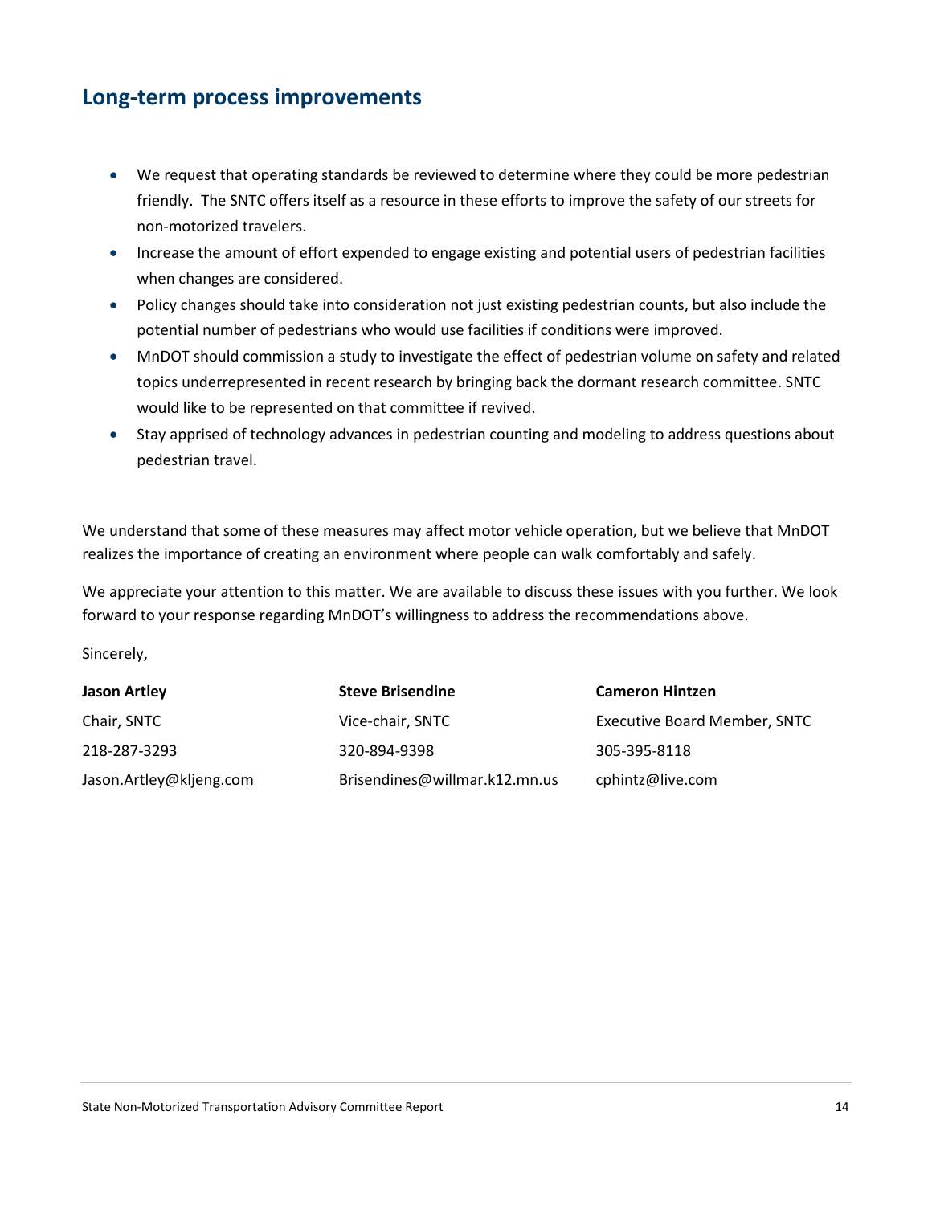## Long-term process improvements

- We request that operating standards be reviewed to determine where they could be more pedestrian friendly. The SNTC offers itself as a resource in these efforts to improve the safety of our streets for non-motorized travelers.
- Increase the amount of effort expended to engage existing and potential users of pedestrian facilities when changes are considered.
- Policy changes should take into consideration not just existing pedestrian counts, but also include the potential number of pedestrians who would use facilities if conditions were improved.
- MnDOT should commission a study to investigate the effect of pedestrian volume on safety and related topics underrepresented in recent research by bringing back the dormant research committee. SNTC would like to be represented on that committee if revived.
- Stay apprised of technology advances in pedestrian counting and modeling to address questions about pedestrian travel.

We understand that some of these measures may affect motor vehicle operation, but we believe that MnDOT realizes the importance of creating an environment where people can walk comfortably and safely.

We appreciate your attention to this matter. We are available to discuss these issues with you further. We look forward to your response regarding MnDOT's willingness to address the recommendations above.

Sincerely,

**Jason Artley**
Chair, SNTC
218-287-3293
Jason.Artley@kljeng.com

**Steve Brisendine**
Vice-chair, SNTC
320-894-9398
Brisendines@willmar.k12.mn.us

**Cameron Hintzen**
Executive Board Member, SNTC
305-395-8118
cphintz@live.com